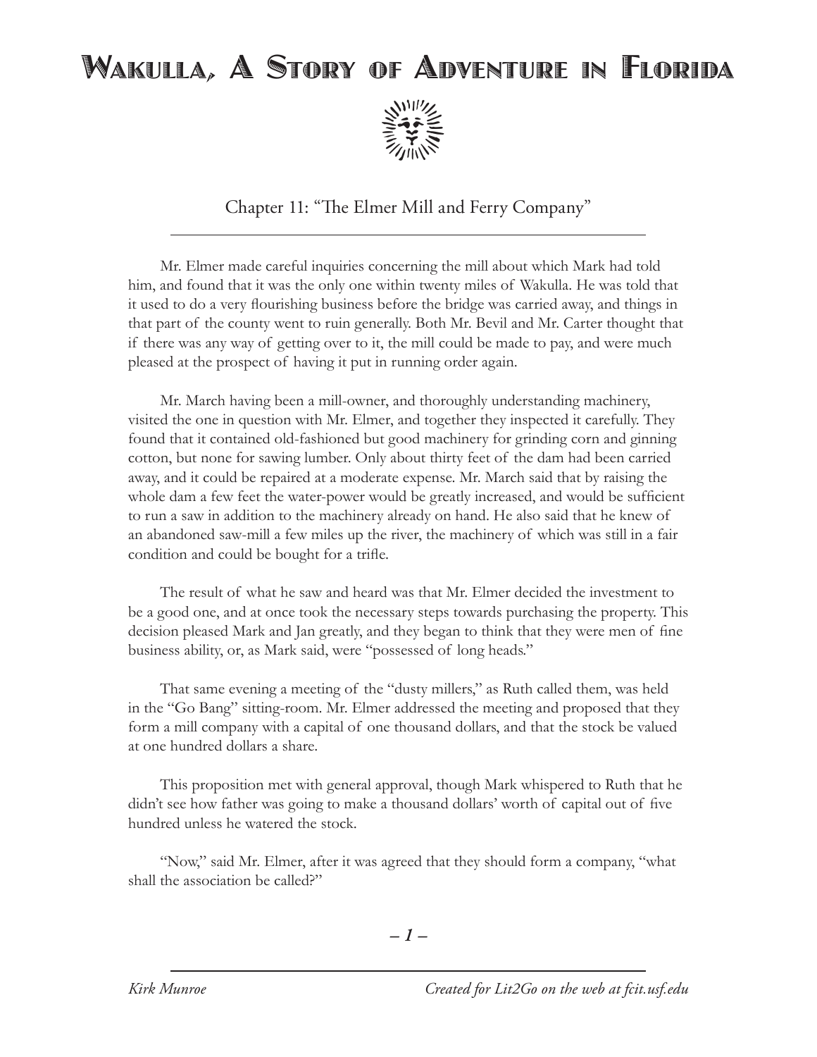# Wakulla, A Story of Adventure in Florida

## Chapter 11: "The Elmer Mill and Ferry Company"

Mr. Elmer made careful inquiries concerning the mill about which Mark had told him, and found that it was the only one within twenty miles of Wakulla. He was told that it used to do a very flourishing business before the bridge was carried away, and things in that part of the county went to ruin generally. Both Mr. Bevil and Mr. Carter thought that if there was any way of getting over to it, the mill could be made to pay, and were much pleased at the prospect of having it put in running order again.

Mr. March having been a mill-owner, and thoroughly understanding machinery, visited the one in question with Mr. Elmer, and together they inspected it carefully. They found that it contained old-fashioned but good machinery for grinding corn and ginning cotton, but none for sawing lumber. Only about thirty feet of the dam had been carried away, and it could be repaired at a moderate expense. Mr. March said that by raising the whole dam a few feet the water-power would be greatly increased, and would be sufficient to run a saw in addition to the machinery already on hand. He also said that he knew of an abandoned saw-mill a few miles up the river, the machinery of which was still in a fair condition and could be bought for a trifle.

The result of what he saw and heard was that Mr. Elmer decided the investment to be a good one, and at once took the necessary steps towards purchasing the property. This decision pleased Mark and Jan greatly, and they began to think that they were men of fine business ability, or, as Mark said, were "possessed of long heads."

That same evening a meeting of the "dusty millers," as Ruth called them, was held in the "Go Bang" sitting-room. Mr. Elmer addressed the meeting and proposed that they form a mill company with a capital of one thousand dollars, and that the stock be valued at one hundred dollars a share.

This proposition met with general approval, though Mark whispered to Ruth that he didn't see how father was going to make a thousand dollars' worth of capital out of five hundred unless he watered the stock.

"Now," said Mr. Elmer, after it was agreed that they should form a company, "what shall the association be called?"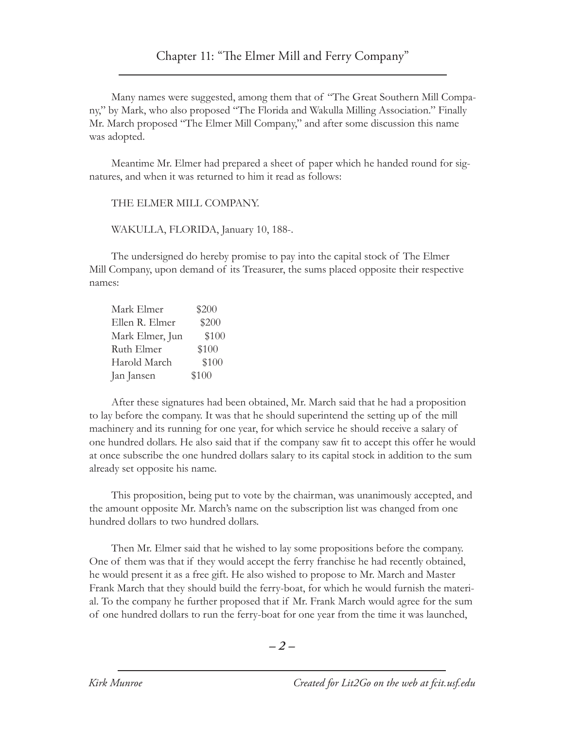## Chapter 11: "The Elmer Mill and Ferry Company"

Many names were suggested, among them that of "The Great Southern Mill Company," by Mark, who also proposed "The Florida and Wakulla Milling Association." Finally Mr. March proposed "The Elmer Mill Company," and after some discussion this name was adopted.

Meantime Mr. Elmer had prepared a sheet of paper which he handed round for signatures, and when it was returned to him it read as follows:

THE ELMER MILL COMPANY.

WAKULLA, FLORIDA, January 10, 188-.

The undersigned do hereby promise to pay into the capital stock of The Elmer Mill Company, upon demand of its Treasurer, the sums placed opposite their respective names:

| | |
|---|---|
| Mark Elmer | $200 |
| Ellen R. Elmer | $200 |
| Mark Elmer, Jun | $100 |
| Ruth Elmer | $100 |
| Harold March | $100 |
| Jan Jansen | $100 |

After these signatures had been obtained, Mr. March said that he had a proposition to lay before the company. It was that he should superintend the setting up of the mill machinery and its running for one year, for which service he should receive a salary of one hundred dollars. He also said that if the company saw fit to accept this offer he would at once subscribe the one hundred dollars salary to its capital stock in addition to the sum already set opposite his name.

This proposition, being put to vote by the chairman, was unanimously accepted, and the amount opposite Mr. March's name on the subscription list was changed from one hundred dollars to two hundred dollars.

Then Mr. Elmer said that he wished to lay some propositions before the company. One of them was that if they would accept the ferry franchise he had recently obtained, he would present it as a free gift. He also wished to propose to Mr. March and Master Frank March that they should build the ferry-boat, for which he would furnish the material. To the company he further proposed that if Mr. Frank March would agree for the sum of one hundred dollars to run the ferry-boat for one year from the time it was launched,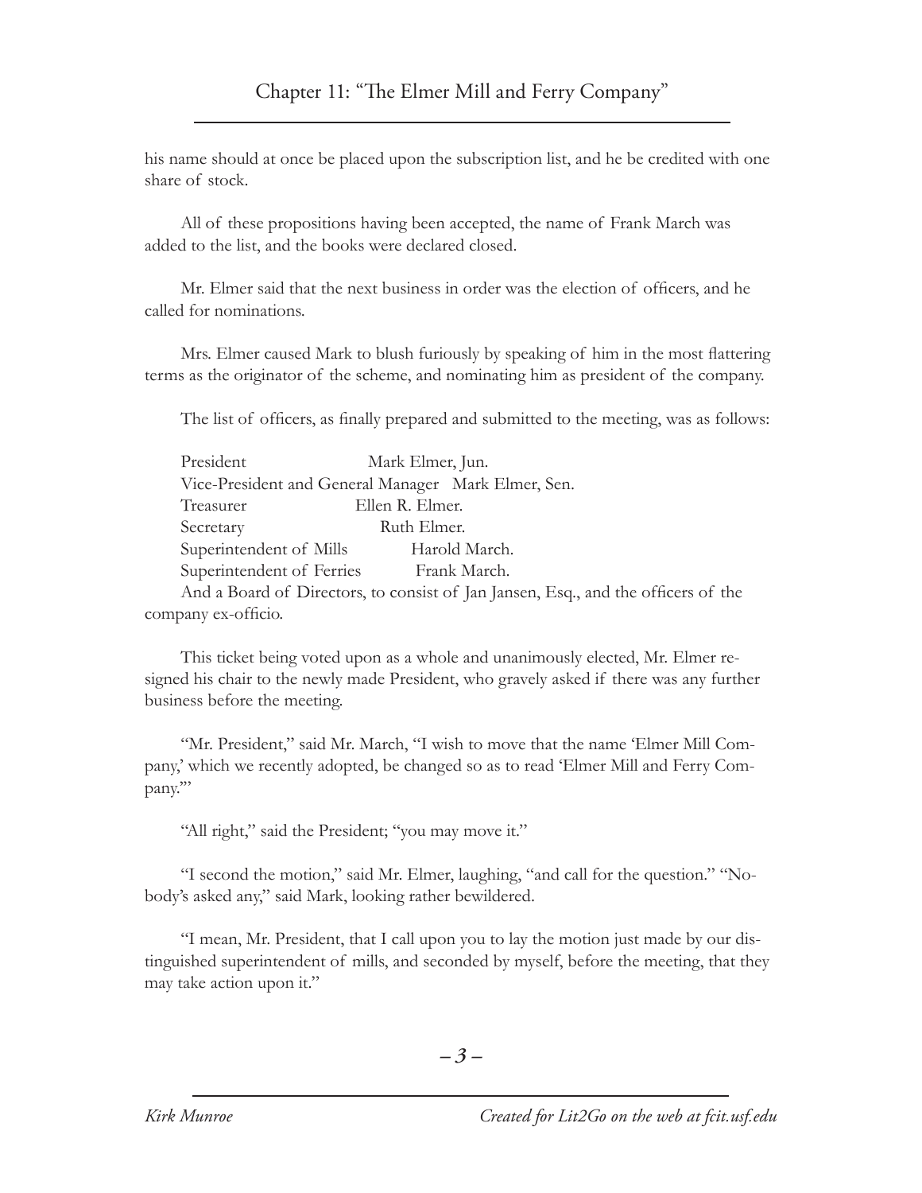his name should at once be placed upon the subscription list, and he be credited with one share of stock.

All of these propositions having been accepted, the name of Frank March was added to the list, and the books were declared closed.

Mr. Elmer said that the next business in order was the election of officers, and he called for nominations.

Mrs. Elmer caused Mark to blush furiously by speaking of him in the most flattering terms as the originator of the scheme, and nominating him as president of the company.

The list of officers, as finally prepared and submitted to the meeting, was as follows:

| | |
|---|---|
| President | Mark Elmer, Jun. |
| Vice-President and General Manager | Mark Elmer, Sen. |
| Treasurer | Ellen R. Elmer. |
| Secretary | Ruth Elmer. |
| Superintendent of Mills | Harold March. |
| Superintendent of Ferries | Frank March. |

And a Board of Directors, to consist of Jan Jansen, Esq., and the officers of the company ex-officio.

This ticket being voted upon as a whole and unanimously elected, Mr. Elmer resigned his chair to the newly made President, who gravely asked if there was any further business before the meeting.

"Mr. President," said Mr. March, "I wish to move that the name 'Elmer Mill Company,' which we recently adopted, be changed so as to read 'Elmer Mill and Ferry Company.'"

"All right," said the President; "you may move it."

"I second the motion," said Mr. Elmer, laughing, "and call for the question." "Nobody's asked any," said Mark, looking rather bewildered.

"I mean, Mr. President, that I call upon you to lay the motion just made by our distinguished superintendent of mills, and seconded by myself, before the meeting, that they may take action upon it."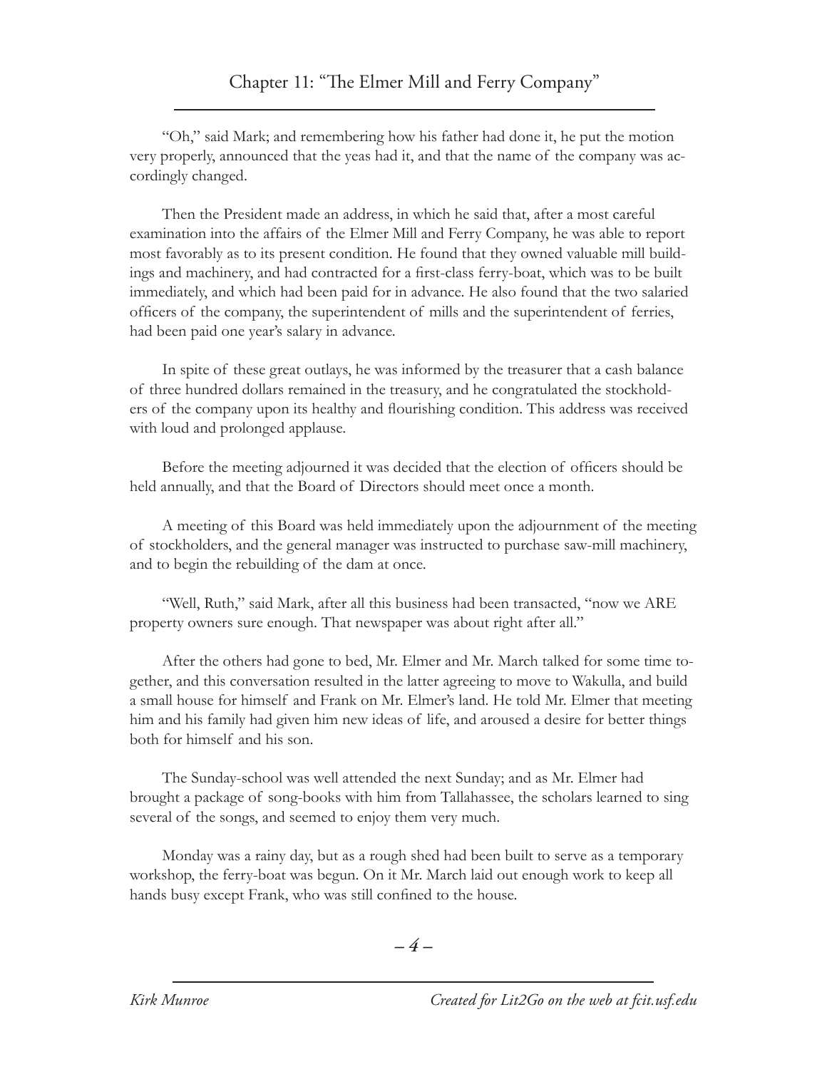"Oh," said Mark; and remembering how his father had done it, he put the motion very properly, announced that the yeas had it, and that the name of the company was accordingly changed.

Then the President made an address, in which he said that, after a most careful examination into the affairs of the Elmer Mill and Ferry Company, he was able to report most favorably as to its present condition. He found that they owned valuable mill buildings and machinery, and had contracted for a first-class ferry-boat, which was to be built immediately, and which had been paid for in advance. He also found that the two salaried officers of the company, the superintendent of mills and the superintendent of ferries, had been paid one year's salary in advance.

In spite of these great outlays, he was informed by the treasurer that a cash balance of three hundred dollars remained in the treasury, and he congratulated the stockholders of the company upon its healthy and flourishing condition. This address was received with loud and prolonged applause.

Before the meeting adjourned it was decided that the election of officers should be held annually, and that the Board of Directors should meet once a month.

A meeting of this Board was held immediately upon the adjournment of the meeting of stockholders, and the general manager was instructed to purchase saw-mill machinery, and to begin the rebuilding of the dam at once.

"Well, Ruth," said Mark, after all this business had been transacted, "now we ARE property owners sure enough. That newspaper was about right after all."

After the others had gone to bed, Mr. Elmer and Mr. March talked for some time together, and this conversation resulted in the latter agreeing to move to Wakulla, and build a small house for himself and Frank on Mr. Elmer's land. He told Mr. Elmer that meeting him and his family had given him new ideas of life, and aroused a desire for better things both for himself and his son.

The Sunday-school was well attended the next Sunday; and as Mr. Elmer had brought a package of song-books with him from Tallahassee, the scholars learned to sing several of the songs, and seemed to enjoy them very much.

Monday was a rainy day, but as a rough shed had been built to serve as a temporary workshop, the ferry-boat was begun. On it Mr. March laid out enough work to keep all hands busy except Frank, who was still confined to the house.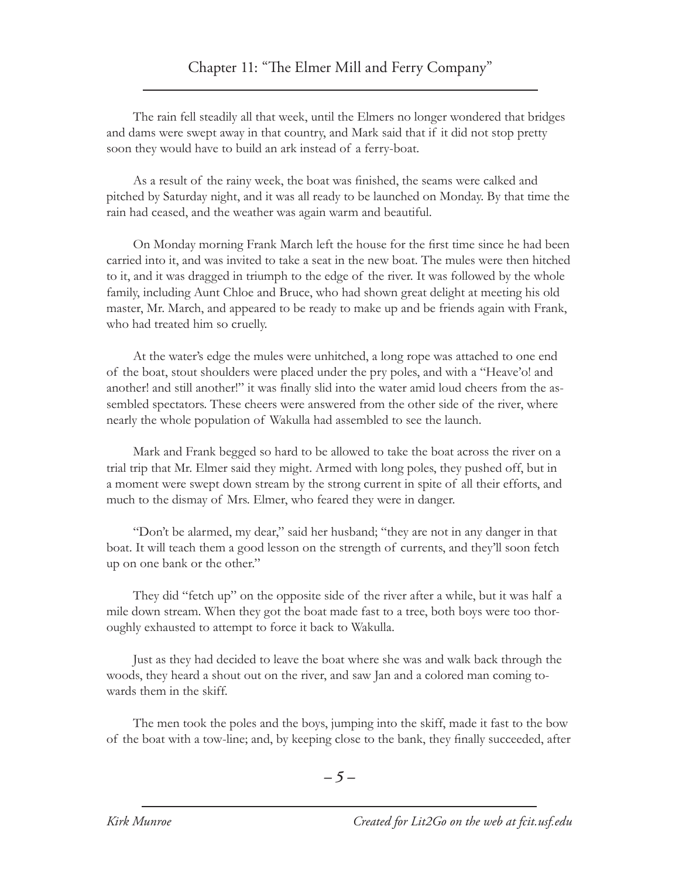## Chapter 11: "The Elmer Mill and Ferry Company"

The rain fell steadily all that week, until the Elmers no longer wondered that bridges and dams were swept away in that country, and Mark said that if it did not stop pretty soon they would have to build an ark instead of a ferry-boat.

As a result of the rainy week, the boat was finished, the seams were calked and pitched by Saturday night, and it was all ready to be launched on Monday. By that time the rain had ceased, and the weather was again warm and beautiful.

On Monday morning Frank March left the house for the first time since he had been carried into it, and was invited to take a seat in the new boat. The mules were then hitched to it, and it was dragged in triumph to the edge of the river. It was followed by the whole family, including Aunt Chloe and Bruce, who had shown great delight at meeting his old master, Mr. March, and appeared to be ready to make up and be friends again with Frank, who had treated him so cruelly.

At the water's edge the mules were unhitched, a long rope was attached to one end of the boat, stout shoulders were placed under the pry poles, and with a "Heave'o! and another! and still another!" it was finally slid into the water amid loud cheers from the assembled spectators. These cheers were answered from the other side of the river, where nearly the whole population of Wakulla had assembled to see the launch.

Mark and Frank begged so hard to be allowed to take the boat across the river on a trial trip that Mr. Elmer said they might. Armed with long poles, they pushed off, but in a moment were swept down stream by the strong current in spite of all their efforts, and much to the dismay of Mrs. Elmer, who feared they were in danger.

"Don't be alarmed, my dear," said her husband; "they are not in any danger in that boat. It will teach them a good lesson on the strength of currents, and they'll soon fetch up on one bank or the other."

They did "fetch up" on the opposite side of the river after a while, but it was half a mile down stream. When they got the boat made fast to a tree, both boys were too thoroughly exhausted to attempt to force it back to Wakulla.

Just as they had decided to leave the boat where she was and walk back through the woods, they heard a shout out on the river, and saw Jan and a colored man coming towards them in the skiff.

The men took the poles and the boys, jumping into the skiff, made it fast to the bow of the boat with a tow-line; and, by keeping close to the bank, they finally succeeded, after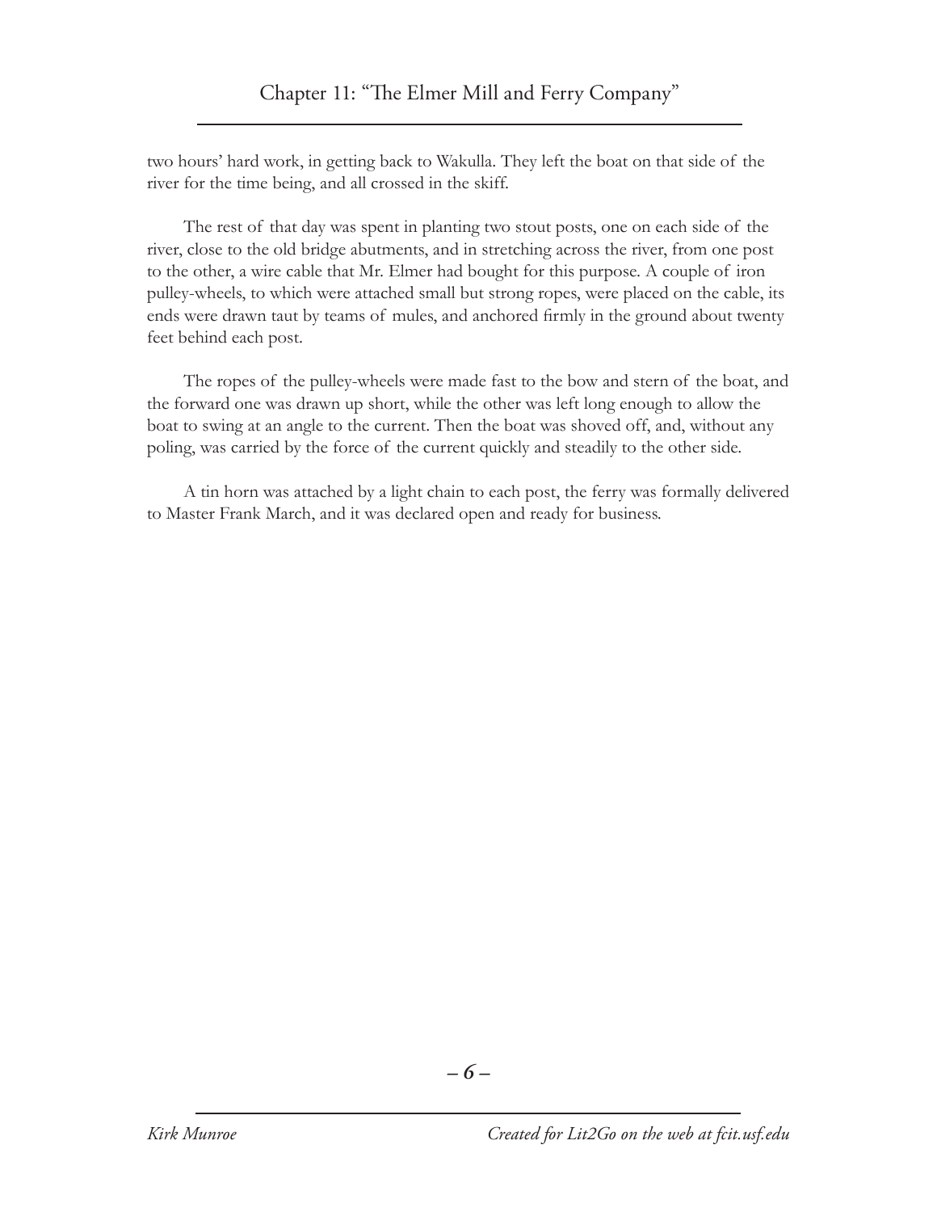two hours' hard work, in getting back to Wakulla. They left the boat on that side of the river for the time being, and all crossed in the skiff.

The rest of that day was spent in planting two stout posts, one on each side of the river, close to the old bridge abutments, and in stretching across the river, from one post to the other, a wire cable that Mr. Elmer had bought for this purpose. A couple of iron pulley-wheels, to which were attached small but strong ropes, were placed on the cable, its ends were drawn taut by teams of mules, and anchored firmly in the ground about twenty feet behind each post.

The ropes of the pulley-wheels were made fast to the bow and stern of the boat, and the forward one was drawn up short, while the other was left long enough to allow the boat to swing at an angle to the current. Then the boat was shoved off, and, without any poling, was carried by the force of the current quickly and steadily to the other side.

A tin horn was attached by a light chain to each post, the ferry was formally delivered to Master Frank March, and it was declared open and ready for business.